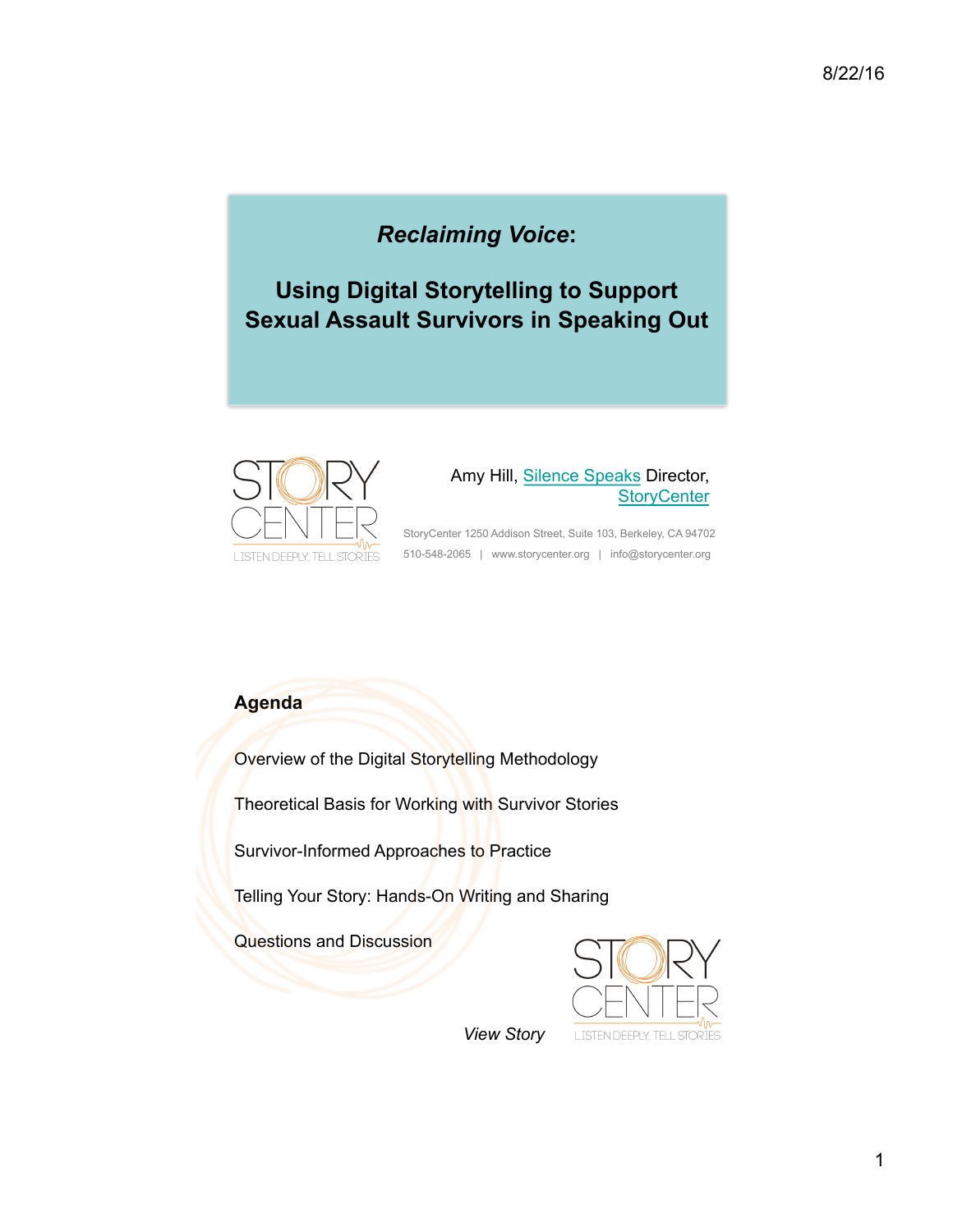# *Reclaiming Voice*:

## Using Digital Storytelling to Support Sexual Assault Survivors in Speaking Out

STORY CENTER
LISTEN DEEPLY. TELL STORIES

Amy Hill, Silence Speaks Director, StoryCenter

StoryCenter 1250 Addison Street, Suite 103, Berkeley, CA 94702
510-548-2065 | www.storycenter.org | info@storycenter.org

## Agenda

Overview of the Digital Storytelling Methodology

Theoretical Basis for Working with Survivor Stories

Survivor-Informed Approaches to Practice

Telling Your Story: Hands-On Writing and Sharing

Questions and Discussion

*View Story*

STORY CENTER
LISTEN DEEPLY. TELL STORIES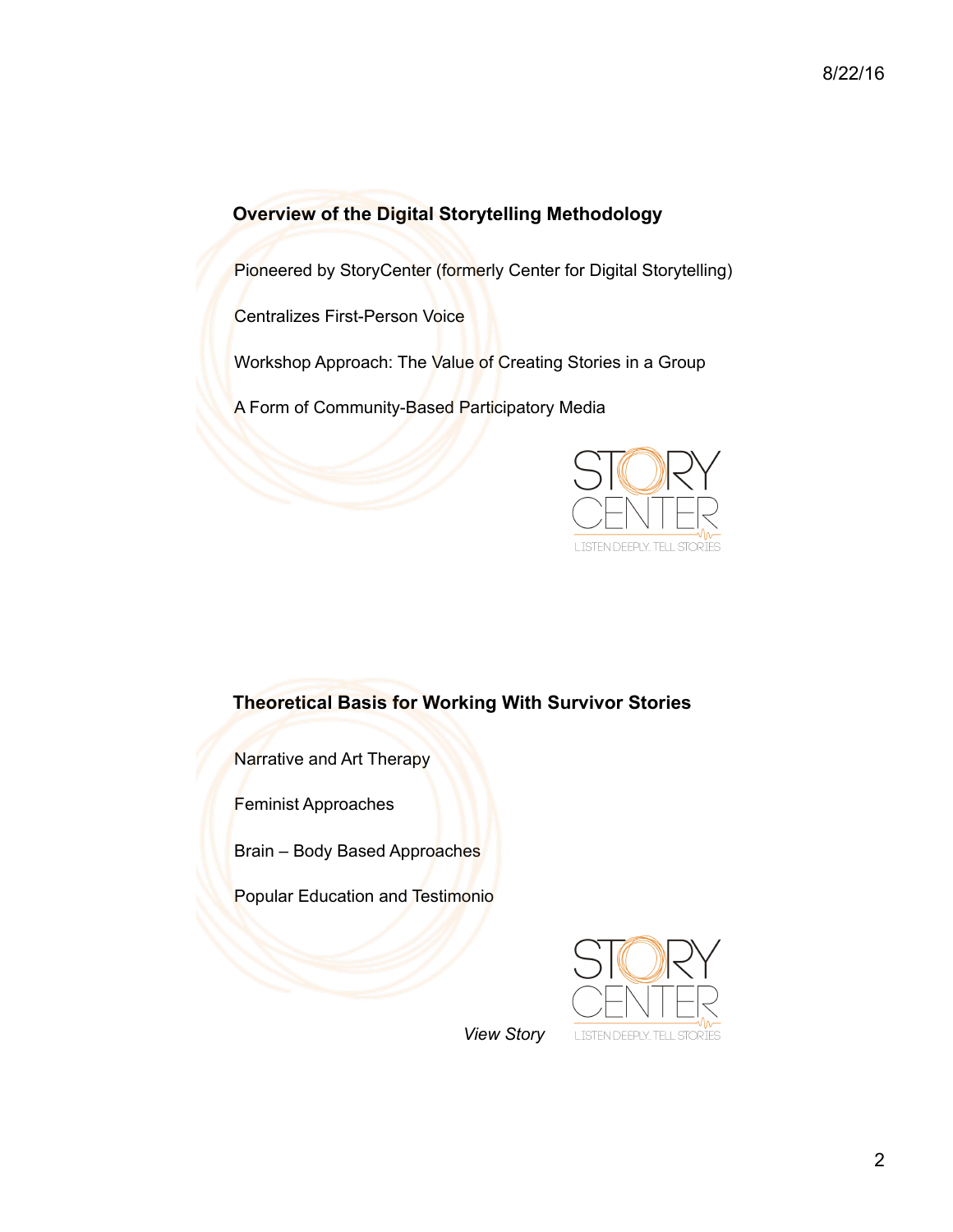### Overview of the Digital Storytelling Methodology

Pioneered by StoryCenter (formerly Center for Digital Storytelling)

Centralizes First-Person Voice

Workshop Approach: The Value of Creating Stories in a Group

A Form of Community-Based Participatory Media

STORY CENTER

LISTEN DEEPLY. TELL STORIES

### Theoretical Basis for Working With Survivor Stories

Narrative and Art Therapy

Feminist Approaches

Brain – Body Based Approaches

Popular Education and Testimonio

*View Story*

STORY CENTER

LISTEN DEEPLY. TELL STORIES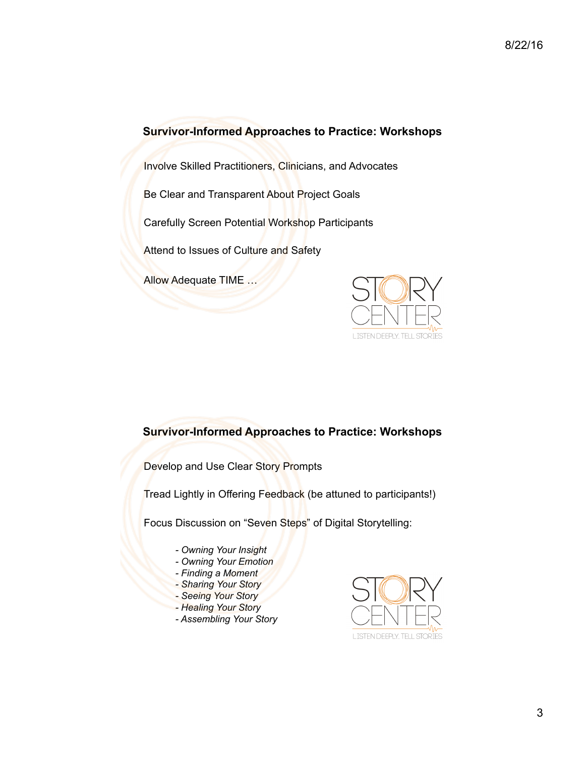## Survivor-Informed Approaches to Practice: Workshops

Involve Skilled Practitioners, Clinicians, and Advocates

Be Clear and Transparent About Project Goals

Carefully Screen Potential Workshop Participants

Attend to Issues of Culture and Safety

Allow Adequate TIME …

STORY CENTER
LISTEN DEEPLY. TELL STORIES

## Survivor-Informed Approaches to Practice: Workshops

Develop and Use Clear Story Prompts

Tread Lightly in Offering Feedback (be attuned to participants!)

Focus Discussion on "Seven Steps" of Digital Storytelling:

- *Owning Your Insight*
- *Owning Your Emotion*
- *Finding a Moment*
- *Sharing Your Story*
- *Seeing Your Story*
- *Healing Your Story*
- *Assembling Your Story*

STORY CENTER
LISTEN DEEPLY. TELL STORIES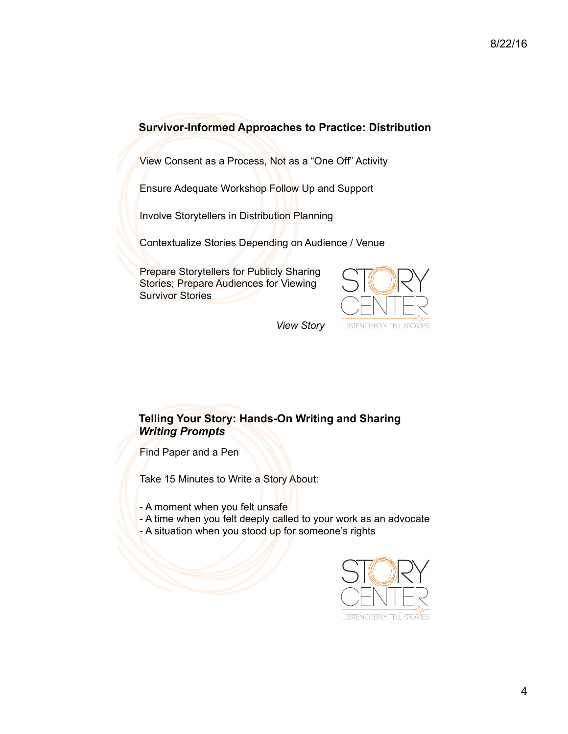## Survivor-Informed Approaches to Practice: Distribution

View Consent as a Process, Not as a "One Off" Activity

Ensure Adequate Workshop Follow Up and Support

Involve Storytellers in Distribution Planning

Contextualize Stories Depending on Audience / Venue

Prepare Storytellers for Publicly Sharing Stories; Prepare Audiences for Viewing Survivor Stories

*View Story*

STORY CENTER

LISTEN DEEPLY. TELL STORIES

## Telling Your Story: Hands-On Writing and Sharing
***Writing Prompts***

Find Paper and a Pen

Take 15 Minutes to Write a Story About:

- A moment when you felt unsafe
- A time when you felt deeply called to your work as an advocate
- A situation when you stood up for someone's rights

STORY CENTER

LISTEN DEEPLY. TELL STORIES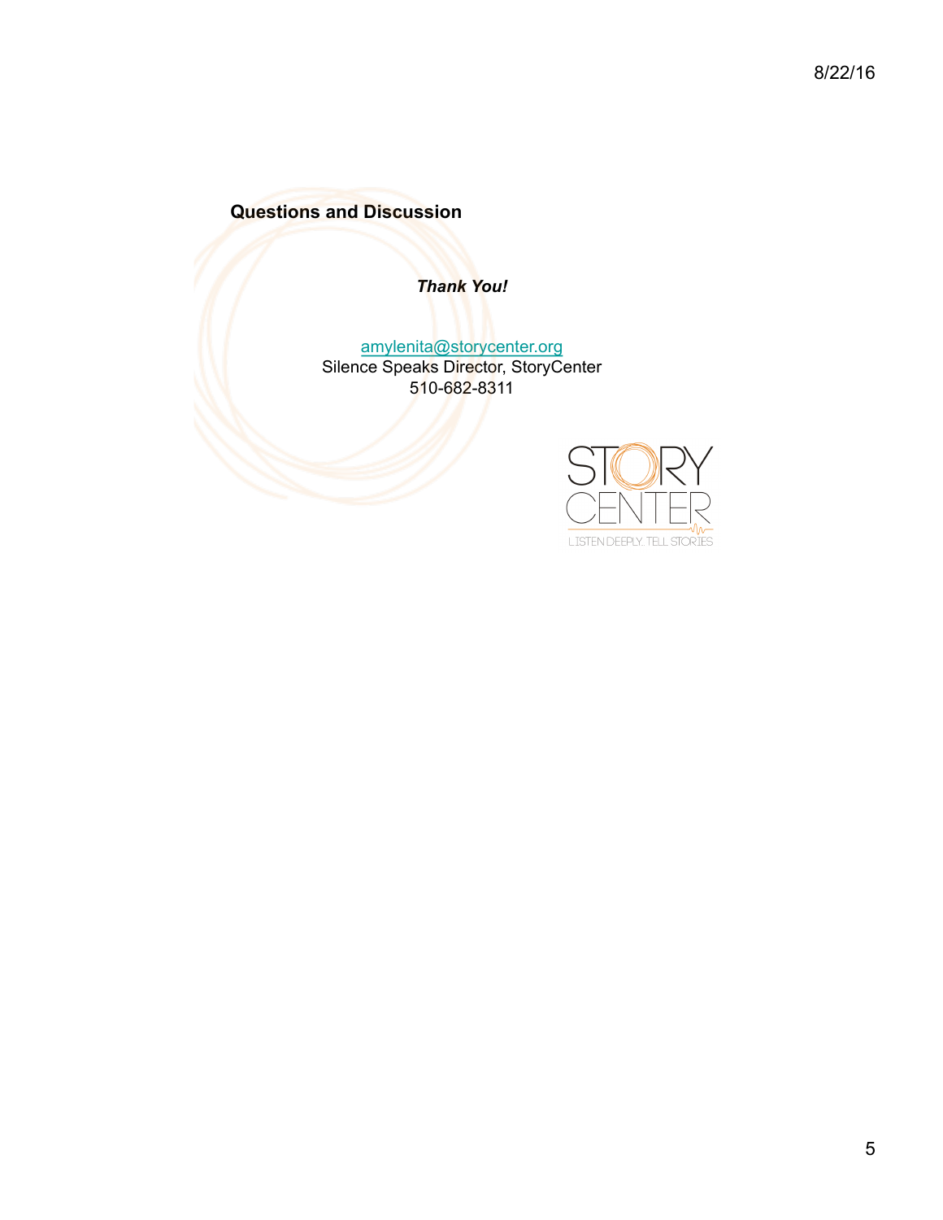**Questions and Discussion**

***Thank You!***

amylenita@storycenter.org
Silence Speaks Director, StoryCenter
510-682-8311

STORY CENTER
LISTEN DEEPLY. TELL STORIES